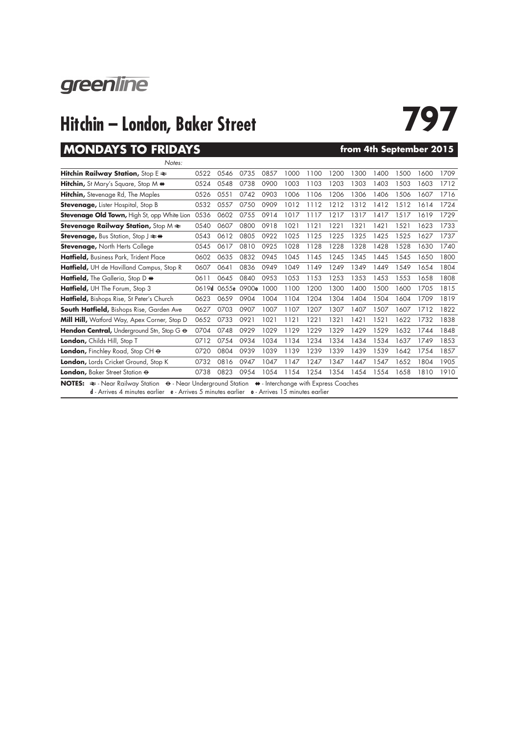greenline

# Hitchin – London, Baker Street

# 797

## MONDAYS TO FRIDAYS

**from 4th September 2015**

| Notes: | | | | | | | | | | | | |
|---|---|---|---|---|---|---|---|---|---|---|---|---|
| **Hitchin Railway Station,** Stop E ≈ | 0522 | 0546 | 0735 | 0857 | 1000 | 1100 | 1200 | 1300 | 1400 | 1500 | 1600 | 1709 |
| **Hitchin,** St Mary's Square, Stop M ⇔ | 0524 | 0548 | 0738 | 0900 | 1003 | 1103 | 1203 | 1303 | 1403 | 1503 | 1603 | 1712 |
| **Hitchin,** Stevenage Rd, The Maples | 0526 | 0551 | 0742 | 0903 | 1006 | 1106 | 1206 | 1306 | 1406 | 1506 | 1607 | 1716 |
| **Stevenage,** Lister Hospital, Stop B | 0532 | 0557 | 0750 | 0909 | 1012 | 1112 | 1212 | 1312 | 1412 | 1512 | 1614 | 1724 |
| **Stevenage Old Town,** High St, opp White Lion | 0536 | 0602 | 0755 | 0914 | 1017 | 1117 | 1217 | 1317 | 1417 | 1517 | 1619 | 1729 |
| **Stevenage Railway Station,** Stop M ≈ | 0540 | 0607 | 0800 | 0918 | 1021 | 1121 | 1221 | 1321 | 1421 | 1521 | 1623 | 1733 |
| **Stevenage,** Bus Station, Stop J ≈ ⇔ | 0543 | 0612 | 0805 | 0922 | 1025 | 1125 | 1225 | 1325 | 1425 | 1525 | 1627 | 1737 |
| **Stevenage,** North Herts College | 0545 | 0617 | 0810 | 0925 | 1028 | 1128 | 1228 | 1328 | 1428 | 1528 | 1630 | 1740 |
| **Hatfield,** Business Park, Trident Place | 0602 | 0635 | 0832 | 0945 | 1045 | 1145 | 1245 | 1345 | 1445 | 1545 | 1650 | 1800 |
| **Hatfield,** UH de Havilland Campus, Stop R | 0607 | 0641 | 0836 | 0949 | 1049 | 1149 | 1249 | 1349 | 1449 | 1549 | 1654 | 1804 |
| **Hatfield,** The Galleria, Stop D ⇔ | 0611 | 0645 | 0840 | 0953 | 1053 | 1153 | 1253 | 1353 | 1453 | 1553 | 1658 | 1808 |
| **Hatfield,** UH The Forum, Stop 3 | 0619**d** | 0655**e** | 0900**o** | 1000 | 1100 | 1200 | 1300 | 1400 | 1500 | 1600 | 1705 | 1815 |
| **Hatfield,** Bishops Rise, St Peter's Church | 0623 | 0659 | 0904 | 1004 | 1104 | 1204 | 1304 | 1404 | 1504 | 1604 | 1709 | 1819 |
| **South Hatfield,** Bishops Rise, Garden Ave | 0627 | 0703 | 0907 | 1007 | 1107 | 1207 | 1307 | 1407 | 1507 | 1607 | 1712 | 1822 |
| **Mill Hill,** Watford Way, Apex Corner, Stop D | 0652 | 0733 | 0921 | 1021 | 1121 | 1221 | 1321 | 1421 | 1521 | 1622 | 1732 | 1838 |
| **Hendon Central,** Underground Stn, Stop G ⊖ | 0704 | 0748 | 0929 | 1029 | 1129 | 1229 | 1329 | 1429 | 1529 | 1632 | 1744 | 1848 |
| **London,** Childs Hill, Stop T | 0712 | 0754 | 0934 | 1034 | 1134 | 1234 | 1334 | 1434 | 1534 | 1637 | 1749 | 1853 |
| **London,** Finchley Road, Stop CH ⊖ | 0720 | 0804 | 0939 | 1039 | 1139 | 1239 | 1339 | 1439 | 1539 | 1642 | 1754 | 1857 |
| **London,** Lords Cricket Ground, Stop K | 0732 | 0816 | 0947 | 1047 | 1147 | 1247 | 1347 | 1447 | 1547 | 1652 | 1804 | 1905 |
| **London,** Baker Street Station ⊖ | 0738 | 0823 | 0954 | 1054 | 1154 | 1254 | 1354 | 1454 | 1554 | 1658 | 1810 | 1910 |

**NOTES:** ≈ - Near Railway Station ⊖ - Near Underground Station ⇔ - Interchange with Express Coaches
**d** - Arrives 4 minutes earlier **e** - Arrives 5 minutes earlier **o** - Arrives 15 minutes earlier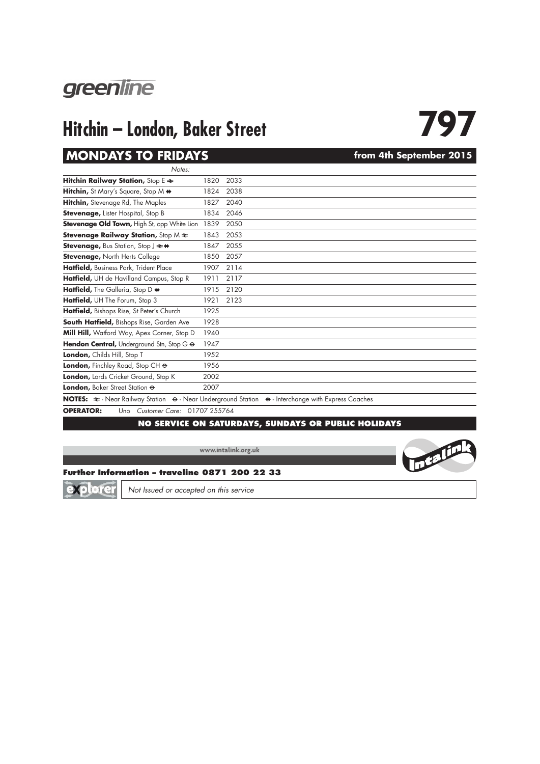greenline

# Hitchin – London, Baker Street

# 797

## MONDAYS TO FRIDAYS

**from 4th September 2015**

| *Notes:* | | |
|---|---|---|
| **Hitchin Railway Station,** Stop E ⇌ | 1820 | 2033 |
| **Hitchin,** St Mary's Square, Stop M ⇔ | 1824 | 2038 |
| **Hitchin,** Stevenage Rd, The Maples | 1827 | 2040 |
| **Stevenage,** Lister Hospital, Stop B | 1834 | 2046 |
| **Stevenage Old Town,** High St, opp White Lion | 1839 | 2050 |
| **Stevenage Railway Station,** Stop M ⇌ | 1843 | 2053 |
| **Stevenage,** Bus Station, Stop J ⇌⇔ | 1847 | 2055 |
| **Stevenage,** North Herts College | 1850 | 2057 |
| **Hatfield,** Business Park, Trident Place | 1907 | 2114 |
| **Hatfield,** UH de Havilland Campus, Stop R | 1911 | 2117 |
| **Hatfield,** The Galleria, Stop D ⇔ | 1915 | 2120 |
| **Hatfield,** UH The Forum, Stop 3 | 1921 | 2123 |
| **Hatfield,** Bishops Rise, St Peter's Church | 1925 | |
| **South Hatfield,** Bishops Rise, Garden Ave | 1928 | |
| **Mill Hill,** Watford Way, Apex Corner, Stop D | 1940 | |
| **Hendon Central,** Underground Stn, Stop G ⊖ | 1947 | |
| **London,** Childs Hill, Stop T | 1952 | |
| **London,** Finchley Road, Stop CH ⊖ | 1956 | |
| **London,** Lords Cricket Ground, Stop K | 2002 | |
| **London,** Baker Street Station ⊖ | 2007 | |

**NOTES:** ⇌ - Near Railway Station ⊖ - Near Underground Station ⇔ - Interchange with Express Coaches

**OPERATOR:** Uno *Customer Care:* 01707 255764

**NO SERVICE ON SATURDAYS, SUNDAYS OR PUBLIC HOLIDAYS**

www.intalink.org.uk

Intalink

**Further Information – traveline 0871 200 22 33**

explorer *Not Issued or accepted on this service*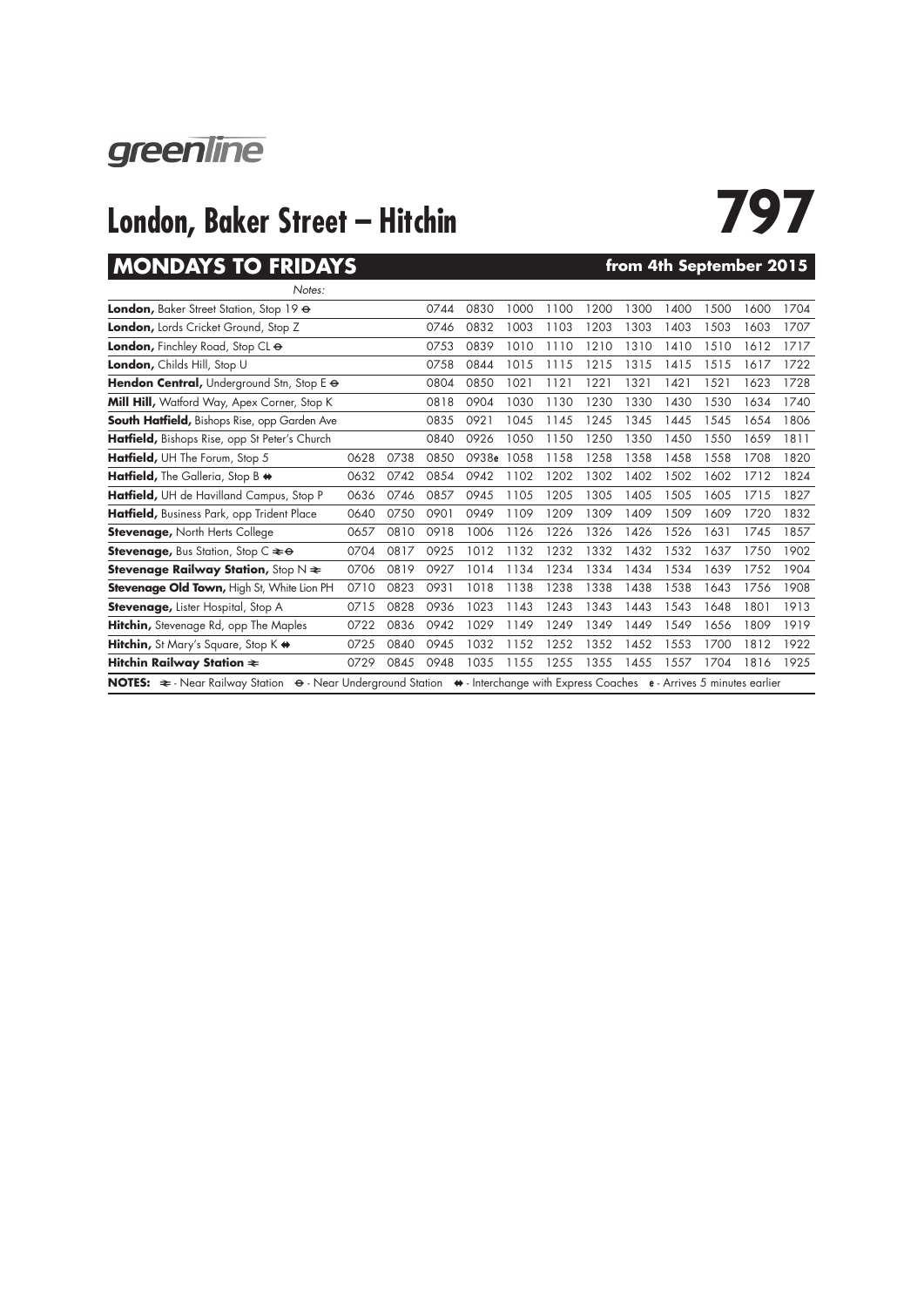greenline

# London, Baker Street – Hitchin

# 797

## MONDAYS TO FRIDAYS

**from 4th September 2015**

| *Notes:* | | | | | | | | | | | | |
|---|---|---|---|---|---|---|---|---|---|---|---|---|
| **London,** Baker Street Station, Stop 19 ⊖ | | | 0744 | 0830 | 1000 | 1100 | 1200 | 1300 | 1400 | 1500 | 1600 | 1704 |
| **London,** Lords Cricket Ground, Stop Z | | | 0746 | 0832 | 1003 | 1103 | 1203 | 1303 | 1403 | 1503 | 1603 | 1707 |
| **London,** Finchley Road, Stop CL ⊖ | | | 0753 | 0839 | 1010 | 1110 | 1210 | 1310 | 1410 | 1510 | 1612 | 1717 |
| **London,** Childs Hill, Stop U | | | 0758 | 0844 | 1015 | 1115 | 1215 | 1315 | 1415 | 1515 | 1617 | 1722 |
| **Hendon Central,** Underground Stn, Stop E ⊖ | | | 0804 | 0850 | 1021 | 1121 | 1221 | 1321 | 1421 | 1521 | 1623 | 1728 |
| **Mill Hill,** Watford Way, Apex Corner, Stop K | | | 0818 | 0904 | 1030 | 1130 | 1230 | 1330 | 1430 | 1530 | 1634 | 1740 |
| **South Hatfield,** Bishops Rise, opp Garden Ave | | | 0835 | 0921 | 1045 | 1145 | 1245 | 1345 | 1445 | 1545 | 1654 | 1806 |
| **Hatfield,** Bishops Rise, opp St Peter's Church | | | 0840 | 0926 | 1050 | 1150 | 1250 | 1350 | 1450 | 1550 | 1659 | 1811 |
| **Hatfield,** UH The Forum, Stop 5 | 0628 | 0738 | 0850 | 0938e | 1058 | 1158 | 1258 | 1358 | 1458 | 1558 | 1708 | 1820 |
| **Hatfield,** The Galleria, Stop B ⇹ | 0632 | 0742 | 0854 | 0942 | 1102 | 1202 | 1302 | 1402 | 1502 | 1602 | 1712 | 1824 |
| **Hatfield,** UH de Havilland Campus, Stop P | 0636 | 0746 | 0857 | 0945 | 1105 | 1205 | 1305 | 1405 | 1505 | 1605 | 1715 | 1827 |
| **Hatfield,** Business Park, opp Trident Place | 0640 | 0750 | 0901 | 0949 | 1109 | 1209 | 1309 | 1409 | 1509 | 1609 | 1720 | 1832 |
| **Stevenage,** North Herts College | 0657 | 0810 | 0918 | 1006 | 1126 | 1226 | 1326 | 1426 | 1526 | 1631 | 1745 | 1857 |
| **Stevenage,** Bus Station, Stop C ⇌⊖ | 0704 | 0817 | 0925 | 1012 | 1132 | 1232 | 1332 | 1432 | 1532 | 1637 | 1750 | 1902 |
| **Stevenage Railway Station,** Stop N ⇌ | 0706 | 0819 | 0927 | 1014 | 1134 | 1234 | 1334 | 1434 | 1534 | 1639 | 1752 | 1904 |
| **Stevenage Old Town,** High St, White Lion PH | 0710 | 0823 | 0931 | 1018 | 1138 | 1238 | 1338 | 1438 | 1538 | 1643 | 1756 | 1908 |
| **Stevenage,** Lister Hospital, Stop A | 0715 | 0828 | 0936 | 1023 | 1143 | 1243 | 1343 | 1443 | 1543 | 1648 | 1801 | 1913 |
| **Hitchin,** Stevenage Rd, opp The Maples | 0722 | 0836 | 0942 | 1029 | 1149 | 1249 | 1349 | 1449 | 1549 | 1656 | 1809 | 1919 |
| **Hitchin,** St Mary's Square, Stop K ⇹ | 0725 | 0840 | 0945 | 1032 | 1152 | 1252 | 1352 | 1452 | 1553 | 1700 | 1812 | 1922 |
| **Hitchin Railway Station** ⇌ | 0729 | 0845 | 0948 | 1035 | 1155 | 1255 | 1355 | 1455 | 1557 | 1704 | 1816 | 1925 |

**NOTES:** ⇌ - Near Railway Station ⊖ - Near Underground Station ⇹ - Interchange with Express Coaches e - Arrives 5 minutes earlier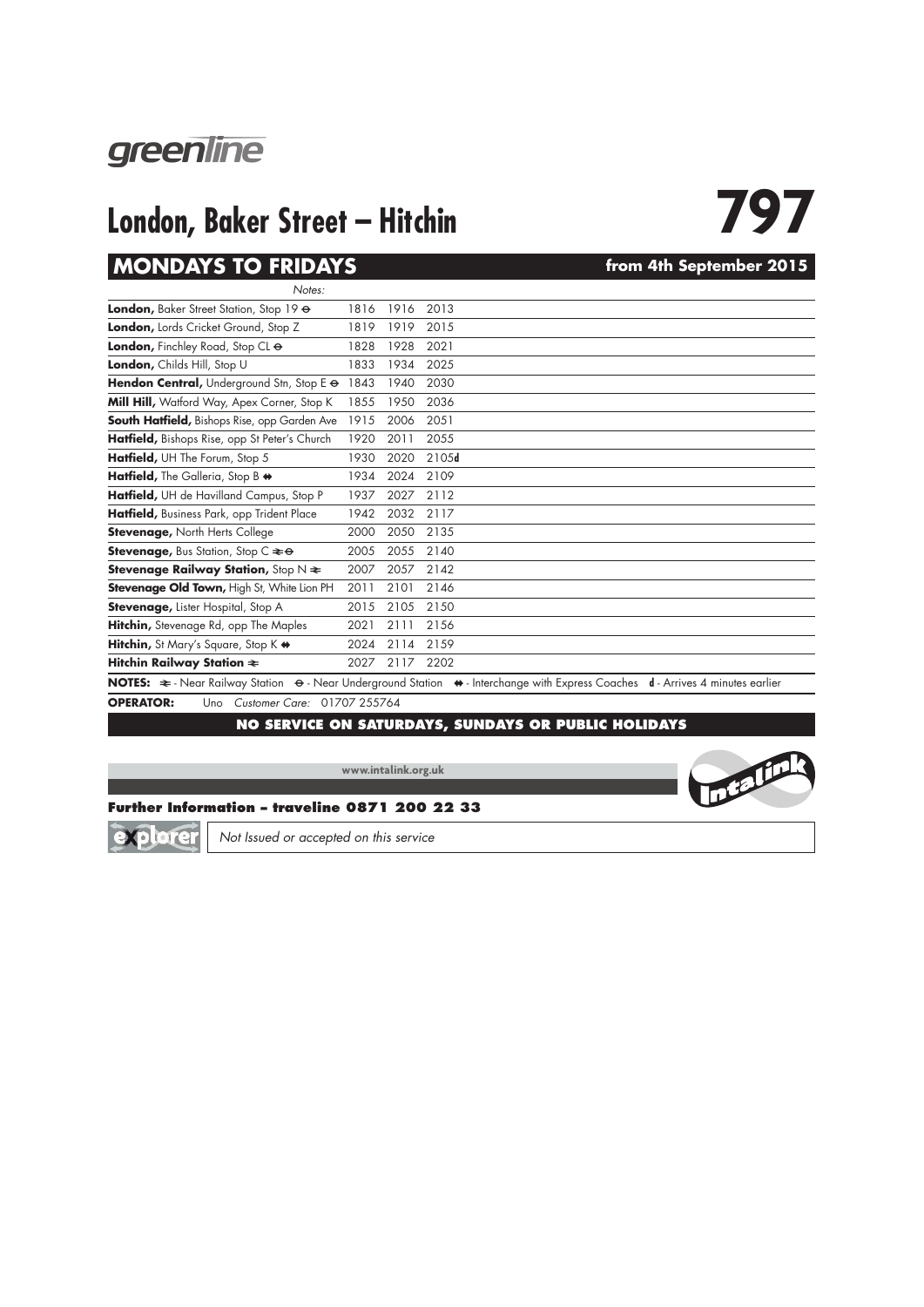greenline

# London, Baker Street – Hitchin

# 797

## MONDAYS TO FRIDAYS

**from 4th September 2015**

| *Notes:* | | | |
|---|---|---|---|
| **London,** Baker Street Station, Stop 19 ⊖ | 1816 | 1916 | 2013 |
| **London,** Lords Cricket Ground, Stop Z | 1819 | 1919 | 2015 |
| **London,** Finchley Road, Stop CL ⊖ | 1828 | 1928 | 2021 |
| **London,** Childs Hill, Stop U | 1833 | 1934 | 2025 |
| **Hendon Central,** Underground Stn, Stop E ⊖ | 1843 | 1940 | 2030 |
| **Mill Hill,** Watford Way, Apex Corner, Stop K | 1855 | 1950 | 2036 |
| **South Hatfield,** Bishops Rise, opp Garden Ave | 1915 | 2006 | 2051 |
| **Hatfield,** Bishops Rise, opp St Peter's Church | 1920 | 2011 | 2055 |
| **Hatfield,** UH The Forum, Stop 5 | 1930 | 2020 | 2105**d** |
| **Hatfield,** The Galleria, Stop B ⇔ | 1934 | 2024 | 2109 |
| **Hatfield,** UH de Havilland Campus, Stop P | 1937 | 2027 | 2112 |
| **Hatfield,** Business Park, opp Trident Place | 1942 | 2032 | 2117 |
| **Stevenage,** North Herts College | 2000 | 2050 | 2135 |
| **Stevenage,** Bus Station, Stop C ⇌⊖ | 2005 | 2055 | 2140 |
| **Stevenage Railway Station,** Stop N ⇌ | 2007 | 2057 | 2142 |
| **Stevenage Old Town,** High St, White Lion PH | 2011 | 2101 | 2146 |
| **Stevenage,** Lister Hospital, Stop A | 2015 | 2105 | 2150 |
| **Hitchin,** Stevenage Rd, opp The Maples | 2021 | 2111 | 2156 |
| **Hitchin,** St Mary's Square, Stop K ⇔ | 2024 | 2114 | 2159 |
| **Hitchin Railway Station** ⇌ | 2027 | 2117 | 2202 |

**NOTES:** ⇌ - Near Railway Station ⊖ - Near Underground Station ⇔ - Interchange with Express Coaches **d** - Arrives 4 minutes earlier

**OPERATOR:** Uno *Customer Care:* 01707 255764

**NO SERVICE ON SATURDAYS, SUNDAYS OR PUBLIC HOLIDAYS**

www.intalink.org.uk

Intalink

**Further Information – traveline 0871 200 22 33**

explorer *Not Issued or accepted on this service*